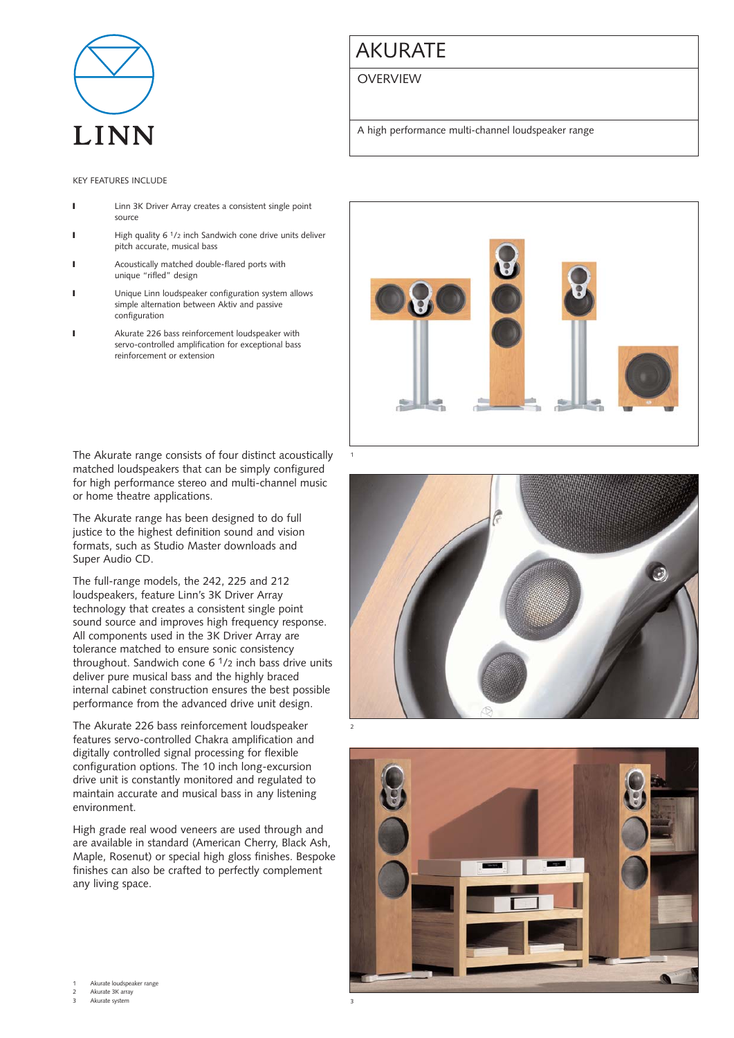LINN

# AKURATE

## OVERVIEW

A high performance multi-channel loudspeaker range

KEY FEATURES INCLUDE

- Linn 3K Driver Array creates a consistent single point source
- High quality 6 ½ inch Sandwich cone drive units deliver pitch accurate, musical bass
- Acoustically matched double-flared ports with unique "rifled" design
- Unique Linn loudspeaker configuration system allows simple alternation between Aktiv and passive configuration
- Akurate 226 bass reinforcement loudspeaker with servo-controlled amplification for exceptional bass reinforcement or extension

The Akurate range consists of four distinct acoustically matched loudspeakers that can be simply configured for high performance stereo and multi-channel music or home theatre applications.

The Akurate range has been designed to do full justice to the highest definition sound and vision formats, such as Studio Master downloads and Super Audio CD.

The full-range models, the 242, 225 and 212 loudspeakers, feature Linn's 3K Driver Array technology that creates a consistent single point sound source and improves high frequency response. All components used in the 3K Driver Array are tolerance matched to ensure sonic consistency throughout. Sandwich cone 6 ½ inch bass drive units deliver pure musical bass and the highly braced internal cabinet construction ensures the best possible performance from the advanced drive unit design.

The Akurate 226 bass reinforcement loudspeaker features servo-controlled Chakra amplification and digitally controlled signal processing for flexible configuration options. The 10 inch long-excursion drive unit is constantly monitored and regulated to maintain accurate and musical bass in any listening environment.

High grade real wood veneers are used through and are available in standard (American Cherry, Black Ash, Maple, Rosenut) or special high gloss finishes. Bespoke finishes can also be crafted to perfectly complement any living space.

1 Akurate loudspeaker range
2 Akurate 3K array
3 Akurate system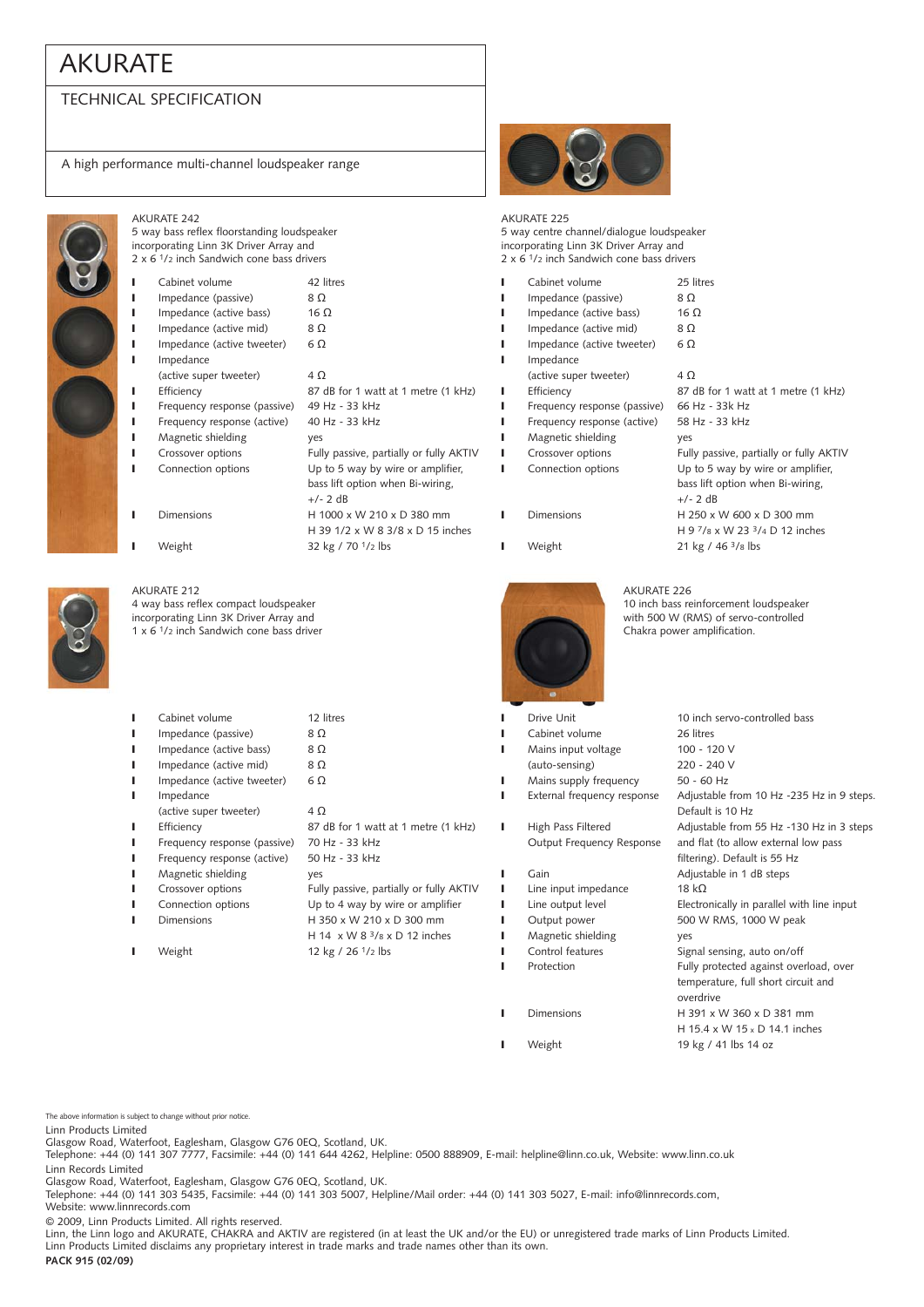# AKURATE

## TECHNICAL SPECIFICATION

A high performance multi-channel loudspeaker range

### AKURATE 242

5 way bass reflex floorstanding loudspeaker incorporating Linn 3K Driver Array and 2 x 6 1/2 inch Sandwich cone bass drivers

| | |
|---|---|
| Cabinet volume | 42 litres |
| Impedance (passive) | 8 Ω |
| Impedance (active bass) | 16 Ω |
| Impedance (active mid) | 8 Ω |
| Impedance (active tweeter) | 6 Ω |
| Impedance (active super tweeter) | 4 Ω |
| Efficiency | 87 dB for 1 watt at 1 metre (1 kHz) |
| Frequency response (passive) | 49 Hz - 33 kHz |
| Frequency response (active) | 40 Hz - 33 kHz |
| Magnetic shielding | yes |
| Crossover options | Fully passive, partially or fully AKTIV |
| Connection options | Up to 5 way by wire or amplifier, bass lift option when Bi-wiring, +/- 2 dB |
| Dimensions | H 1000 x W 210 x D 380 mm<br>H 39 1/2 x W 8 3/8 x D 15 inches |
| Weight | 32 kg / 70 1/2 lbs |

### AKURATE 225

5 way centre channel/dialogue loudspeaker incorporating Linn 3K Driver Array and 2 x 6 1/2 inch Sandwich cone bass drivers

| | |
|---|---|
| Cabinet volume | 25 litres |
| Impedance (passive) | 8 Ω |
| Impedance (active bass) | 16 Ω |
| Impedance (active mid) | 8 Ω |
| Impedance (active tweeter) | 6 Ω |
| Impedance (active super tweeter) | 4 Ω |
| Efficiency | 87 dB for 1 watt at 1 metre (1 kHz) |
| Frequency response (passive) | 66 Hz - 33k Hz |
| Frequency response (active) | 58 Hz - 33 kHz |
| Magnetic shielding | yes |
| Crossover options | Fully passive, partially or fully AKTIV |
| Connection options | Up to 5 way by wire or amplifier, bass lift option when Bi-wiring, +/- 2 dB |
| Dimensions | H 250 x W 600 x D 300 mm<br>H 9 7/8 x W 23 3/4 D 12 inches |
| Weight | 21 kg / 46 3/8 lbs |

### AKURATE 212

4 way bass reflex compact loudspeaker incorporating Linn 3K Driver Array and 1 x 6 1/2 inch Sandwich cone bass driver

| | |
|---|---|
| Cabinet volume | 12 litres |
| Impedance (passive) | 8 Ω |
| Impedance (active bass) | 8 Ω |
| Impedance (active mid) | 8 Ω |
| Impedance (active tweeter) | 6 Ω |
| Impedance (active super tweeter) | 4 Ω |
| Efficiency | 87 dB for 1 watt at 1 metre (1 kHz) |
| Frequency response (passive) | 70 Hz - 33 kHz |
| Frequency response (active) | 50 Hz - 33 kHz |
| Magnetic shielding | yes |
| Crossover options | Fully passive, partially or fully AKTIV |
| Connection options | Up to 4 way by wire or amplifier |
| Dimensions | H 350 x W 210 x D 300 mm<br>H 14 x W 8 3/8 x D 12 inches |
| Weight | 12 kg / 26 1/2 lbs |

### AKURATE 226

10 inch bass reinforcement loudspeaker with 500 W (RMS) of servo-controlled Chakra power amplification.

| | |
|---|---|
| Drive Unit | 10 inch servo-controlled bass |
| Cabinet volume | 26 litres |
| Mains input voltage (auto-sensing) | 100 - 120 V<br>220 - 240 V |
| Mains supply frequency | 50 - 60 Hz |
| External frequency response | Adjustable from 10 Hz -235 Hz in 9 steps. Default is 10 Hz |
| High Pass Filtered Output Frequency Response | Adjustable from 55 Hz -130 Hz in 3 steps and flat (to allow external low pass filtering). Default is 55 Hz |
| Gain | Adjustable in 1 dB steps |
| Line input impedance | 18 kΩ |
| Line output level | Electronically in parallel with line input |
| Output power | 500 W RMS, 1000 W peak |
| Magnetic shielding | yes |
| Control features | Signal sensing, auto on/off |
| Protection | Fully protected against overload, over temperature, full short circuit and overdrive |
| Dimensions | H 391 x W 360 x D 381 mm<br>H 15.4 x W 15 x D 14.1 inches |
| Weight | 19 kg / 41 lbs 14 oz |

The above information is subject to change without prior notice.

Linn Products Limited
Glasgow Road, Waterfoot, Eaglesham, Glasgow G76 0EQ, Scotland, UK.
Telephone: +44 (0) 141 307 7777, Facsimile: +44 (0) 141 644 4262, Helpline: 0500 888909, E-mail: helpline@linn.co.uk, Website: www.linn.co.uk

Linn Records Limited
Glasgow Road, Waterfoot, Eaglesham, Glasgow G76 0EQ, Scotland, UK.
Telephone: +44 (0) 141 303 5435, Facsimile: +44 (0) 141 303 5007, Helpline/Mail order: +44 (0) 141 303 5027, E-mail: info@linnrecords.com,
Website: www.linnrecords.com

© 2009, Linn Products Limited. All rights reserved.
Linn, the Linn logo and AKURATE, CHAKRA and AKTIV are registered (in at least the UK and/or the EU) or unregistered trade marks of Linn Products Limited.
Linn Products Limited disclaims any proprietary interest in trade marks and trade names other than its own.

**PACK 915 (02/09)**